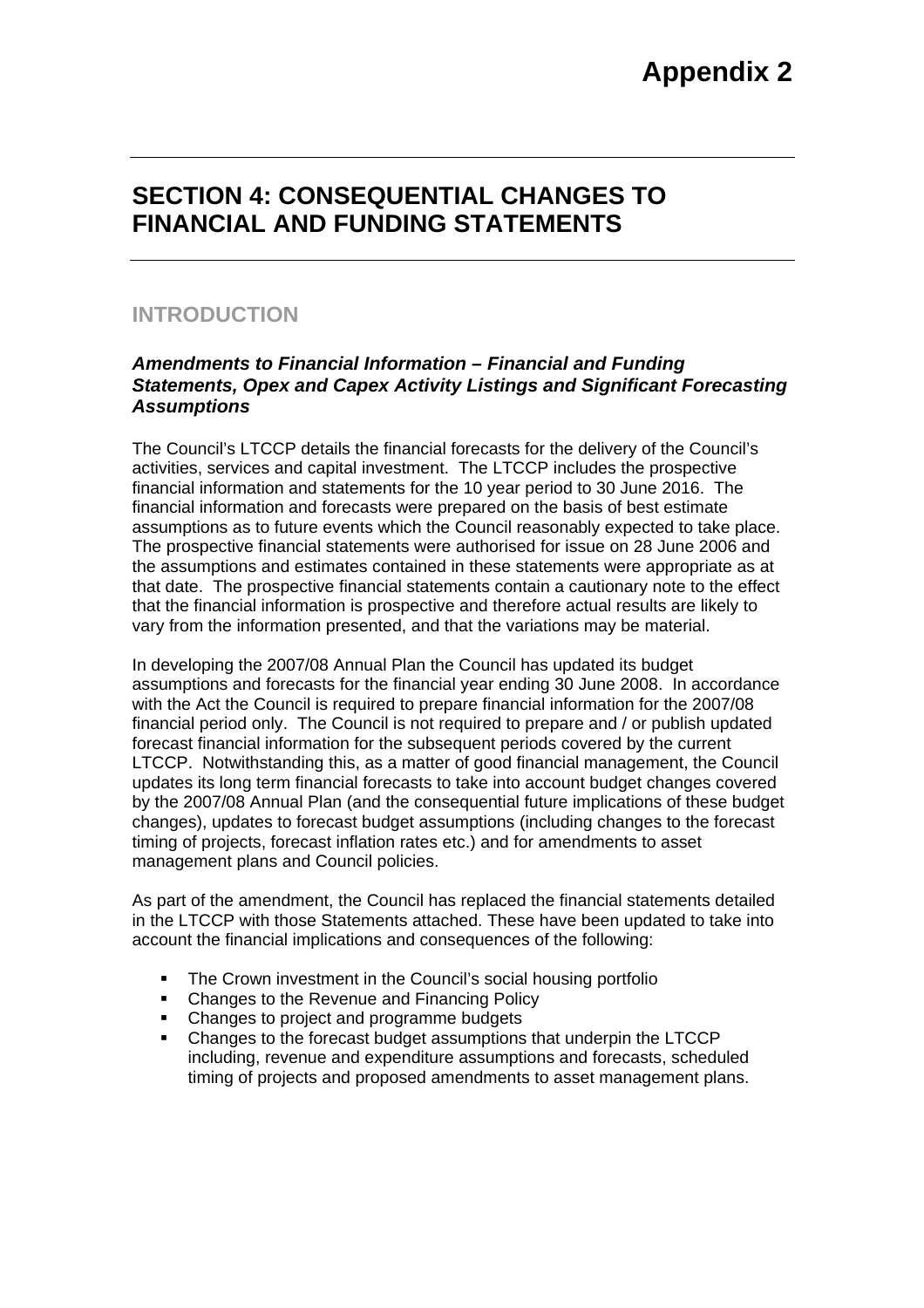# Appendix 2

## SECTION 4: CONSEQUENTIAL CHANGES TO FINANCIAL AND FUNDING STATEMENTS

### INTRODUCTION

#### *Amendments to Financial Information – Financial and Funding Statements, Opex and Capex Activity Listings and Significant Forecasting Assumptions*

The Council's LTCCP details the financial forecasts for the delivery of the Council's activities, services and capital investment. The LTCCP includes the prospective financial information and statements for the 10 year period to 30 June 2016. The financial information and forecasts were prepared on the basis of best estimate assumptions as to future events which the Council reasonably expected to take place. The prospective financial statements were authorised for issue on 28 June 2006 and the assumptions and estimates contained in these statements were appropriate as at that date. The prospective financial statements contain a cautionary note to the effect that the financial information is prospective and therefore actual results are likely to vary from the information presented, and that the variations may be material.

In developing the 2007/08 Annual Plan the Council has updated its budget assumptions and forecasts for the financial year ending 30 June 2008. In accordance with the Act the Council is required to prepare financial information for the 2007/08 financial period only. The Council is not required to prepare and / or publish updated forecast financial information for the subsequent periods covered by the current LTCCP. Notwithstanding this, as a matter of good financial management, the Council updates its long term financial forecasts to take into account budget changes covered by the 2007/08 Annual Plan (and the consequential future implications of these budget changes), updates to forecast budget assumptions (including changes to the forecast timing of projects, forecast inflation rates etc.) and for amendments to asset management plans and Council policies.

As part of the amendment, the Council has replaced the financial statements detailed in the LTCCP with those Statements attached. These have been updated to take into account the financial implications and consequences of the following:

- The Crown investment in the Council's social housing portfolio
- Changes to the Revenue and Financing Policy
- Changes to project and programme budgets
- Changes to the forecast budget assumptions that underpin the LTCCP including, revenue and expenditure assumptions and forecasts, scheduled timing of projects and proposed amendments to asset management plans.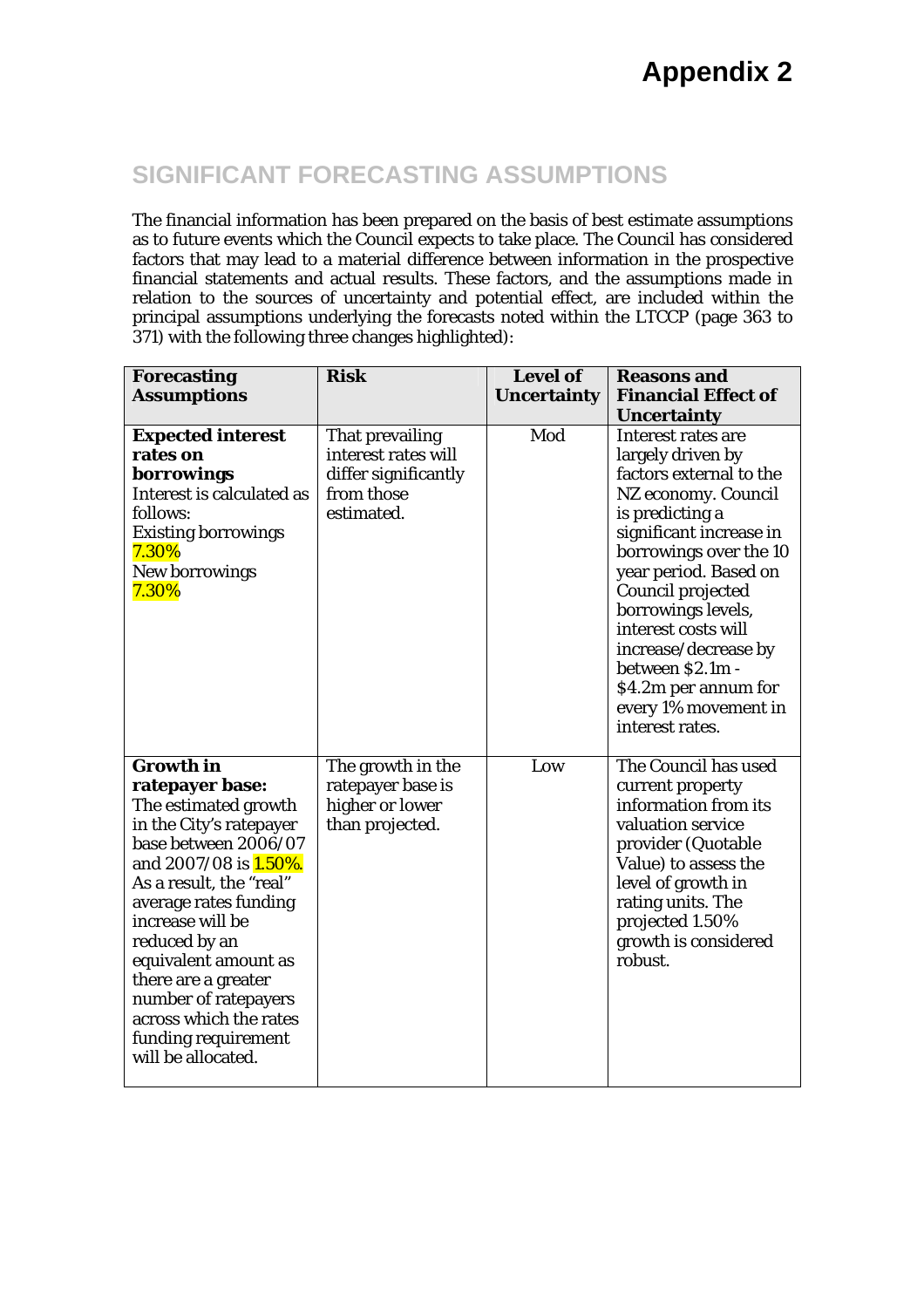# Appendix 2

## SIGNIFICANT FORECASTING ASSUMPTIONS

The financial information has been prepared on the basis of best estimate assumptions as to future events which the Council expects to take place. The Council has considered factors that may lead to a material difference between information in the prospective financial statements and actual results. These factors, and the assumptions made in relation to the sources of uncertainty and potential effect, are included within the principal assumptions underlying the forecasts noted within the LTCCP (page 363 to 371) with the following three changes highlighted):

| Forecasting Assumptions | Risk | Level of Uncertainty | Reasons and Financial Effect of Uncertainty |
|---|---|---|---|
| **Expected interest rates on borrowings** Interest is calculated as follows: Existing borrowings 7.30% New borrowings 7.30% | That prevailing interest rates will differ significantly from those estimated. | Mod | Interest rates are largely driven by factors external to the NZ economy. Council is predicting a significant increase in borrowings over the 10 year period. Based on Council projected borrowings levels, interest costs will increase/decrease by between $2.1m - $4.2m per annum for every 1% movement in interest rates. |
| **Growth in ratepayer base:** The estimated growth in the City's ratepayer base between 2006/07 and 2007/08 is 1.50%. As a result, the "real" average rates funding increase will be reduced by an equivalent amount as there are a greater number of ratepayers across which the rates funding requirement will be allocated. | The growth in the ratepayer base is higher or lower than projected. | Low | The Council has used current property information from its valuation service provider (Quotable Value) to assess the level of growth in rating units. The projected 1.50% growth is considered robust. |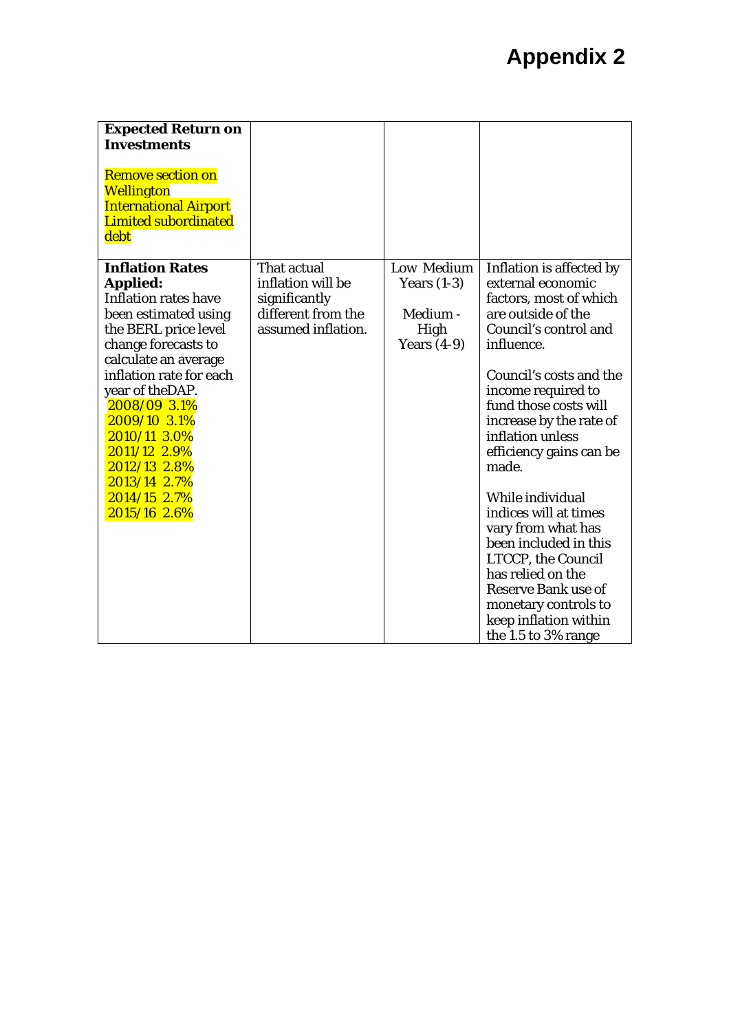# Appendix 2

| | | | |
|---|---|---|---|
| **Expected Return on Investments**<br><br>Remove section on Wellington International Airport Limited subordinated debt | | | |
| **Inflation Rates Applied:**<br>Inflation rates have been estimated using the BERL price level change forecasts to calculate an average inflation rate for each year of theDAP.<br>2008/09 3.1%<br>2009/10 3.1%<br>2010/11 3.0%<br>2011/12 2.9%<br>2012/13 2.8%<br>2013/14 2.7%<br>2014/15 2.7%<br>2015/16 2.6% | That actual inflation will be significantly different from the assumed inflation. | Low Medium Years (1-3)<br><br>Medium - High Years (4-9) | Inflation is affected by external economic factors, most of which are outside of the Council's control and influence.<br><br>Council's costs and the income required to fund those costs will increase by the rate of inflation unless efficiency gains can be made.<br><br>While individual indices will at times vary from what has been included in this LTCCP, the Council has relied on the Reserve Bank use of monetary controls to keep inflation within the 1.5 to 3% range |